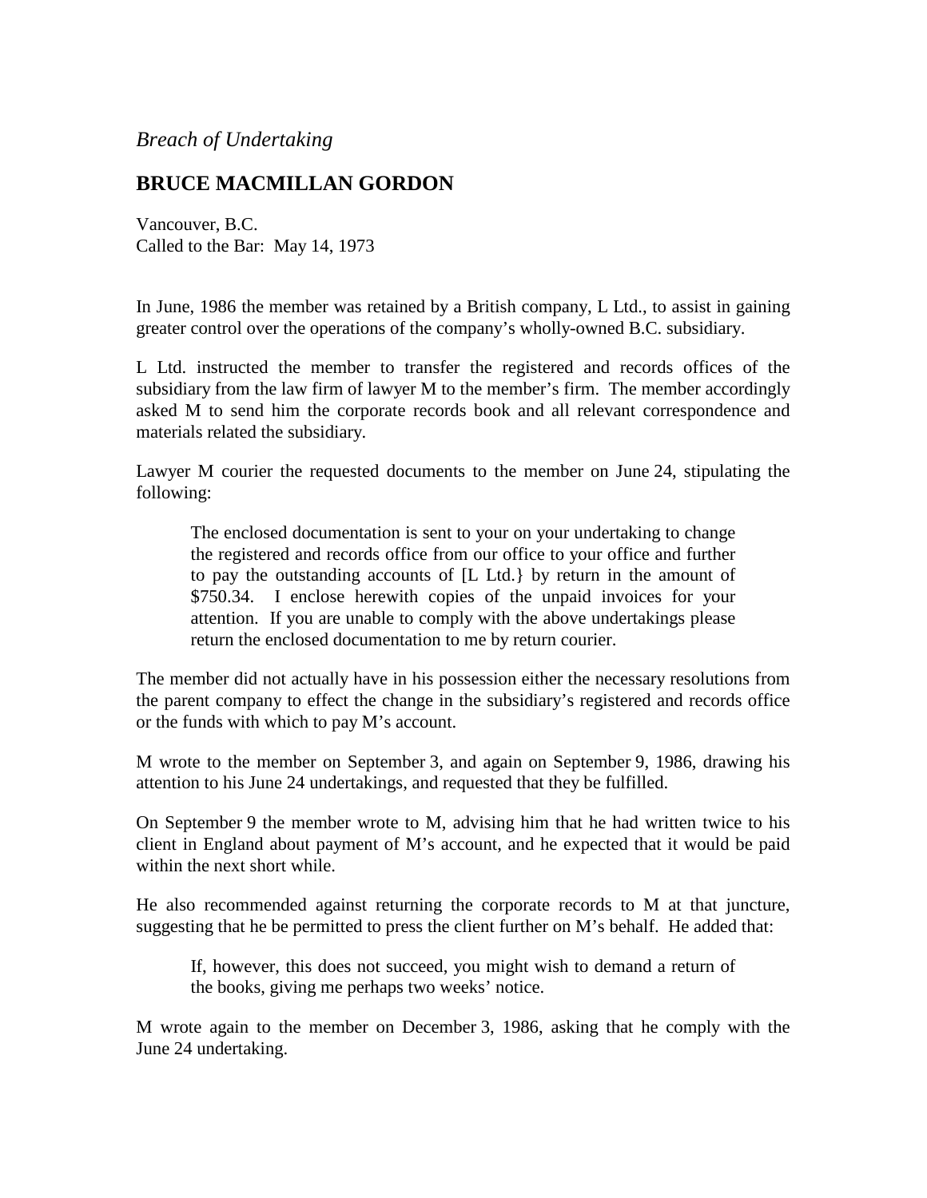*Breach of Undertaking*

## BRUCE MACMILLAN GORDON

Vancouver, B.C.
Called to the Bar: May 14, 1973

In June, 1986 the member was retained by a British company, L Ltd., to assist in gaining greater control over the operations of the company's wholly-owned B.C. subsidiary.

L Ltd. instructed the member to transfer the registered and records offices of the subsidiary from the law firm of lawyer M to the member's firm. The member accordingly asked M to send him the corporate records book and all relevant correspondence and materials related the subsidiary.

Lawyer M courier the requested documents to the member on June 24, stipulating the following:

> The enclosed documentation is sent to your on your undertaking to change the registered and records office from our office to your office and further to pay the outstanding accounts of [L Ltd.} by return in the amount of $750.34. I enclose herewith copies of the unpaid invoices for your attention. If you are unable to comply with the above undertakings please return the enclosed documentation to me by return courier.

The member did not actually have in his possession either the necessary resolutions from the parent company to effect the change in the subsidiary's registered and records office or the funds with which to pay M's account.

M wrote to the member on September 3, and again on September 9, 1986, drawing his attention to his June 24 undertakings, and requested that they be fulfilled.

On September 9 the member wrote to M, advising him that he had written twice to his client in England about payment of M's account, and he expected that it would be paid within the next short while.

He also recommended against returning the corporate records to M at that juncture, suggesting that he be permitted to press the client further on M's behalf. He added that:

> If, however, this does not succeed, you might wish to demand a return of the books, giving me perhaps two weeks' notice.

M wrote again to the member on December 3, 1986, asking that he comply with the June 24 undertaking.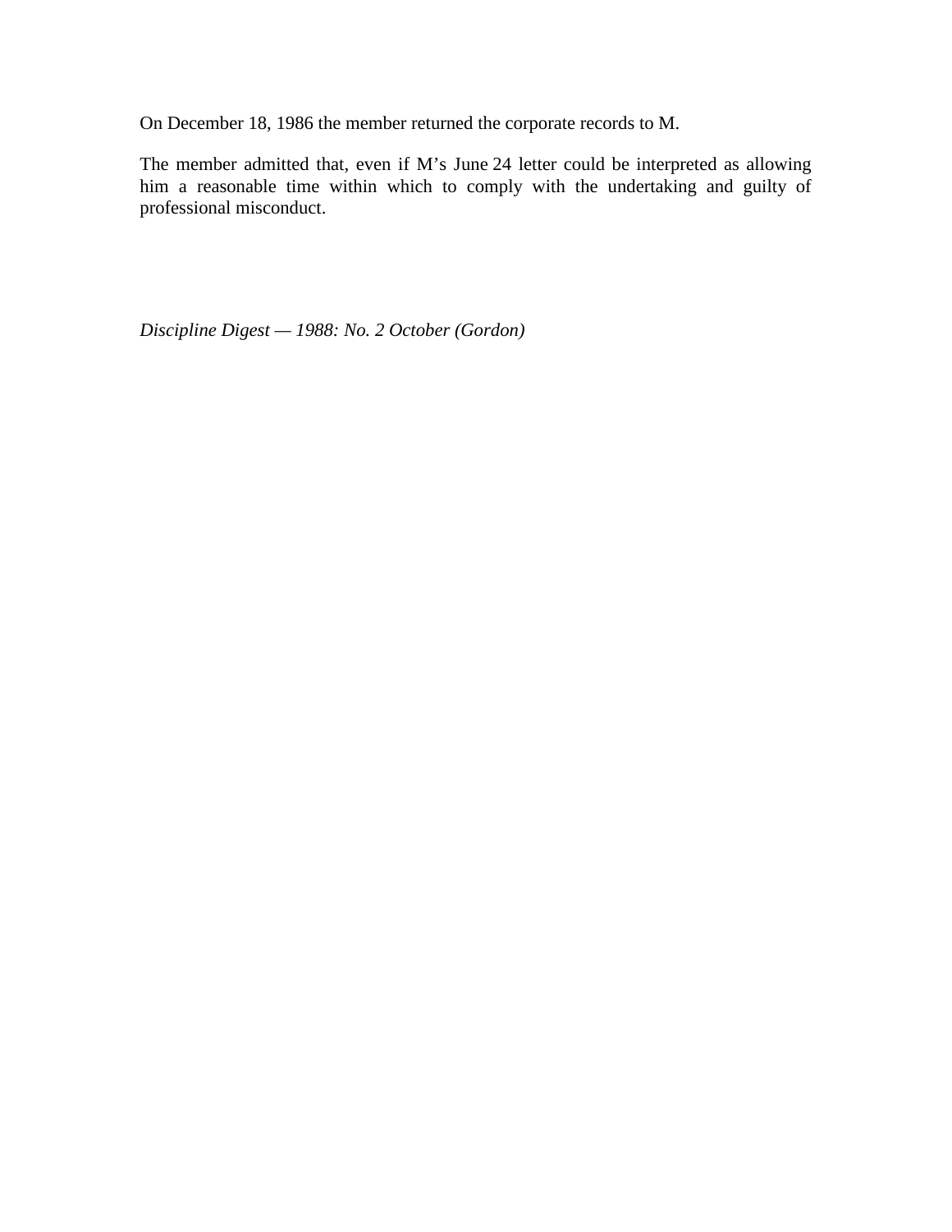On December 18, 1986 the member returned the corporate records to M.

The member admitted that, even if M's June 24 letter could be interpreted as allowing him a reasonable time within which to comply with the undertaking and guilty of professional misconduct.

*Discipline Digest — 1988: No. 2 October (Gordon)*